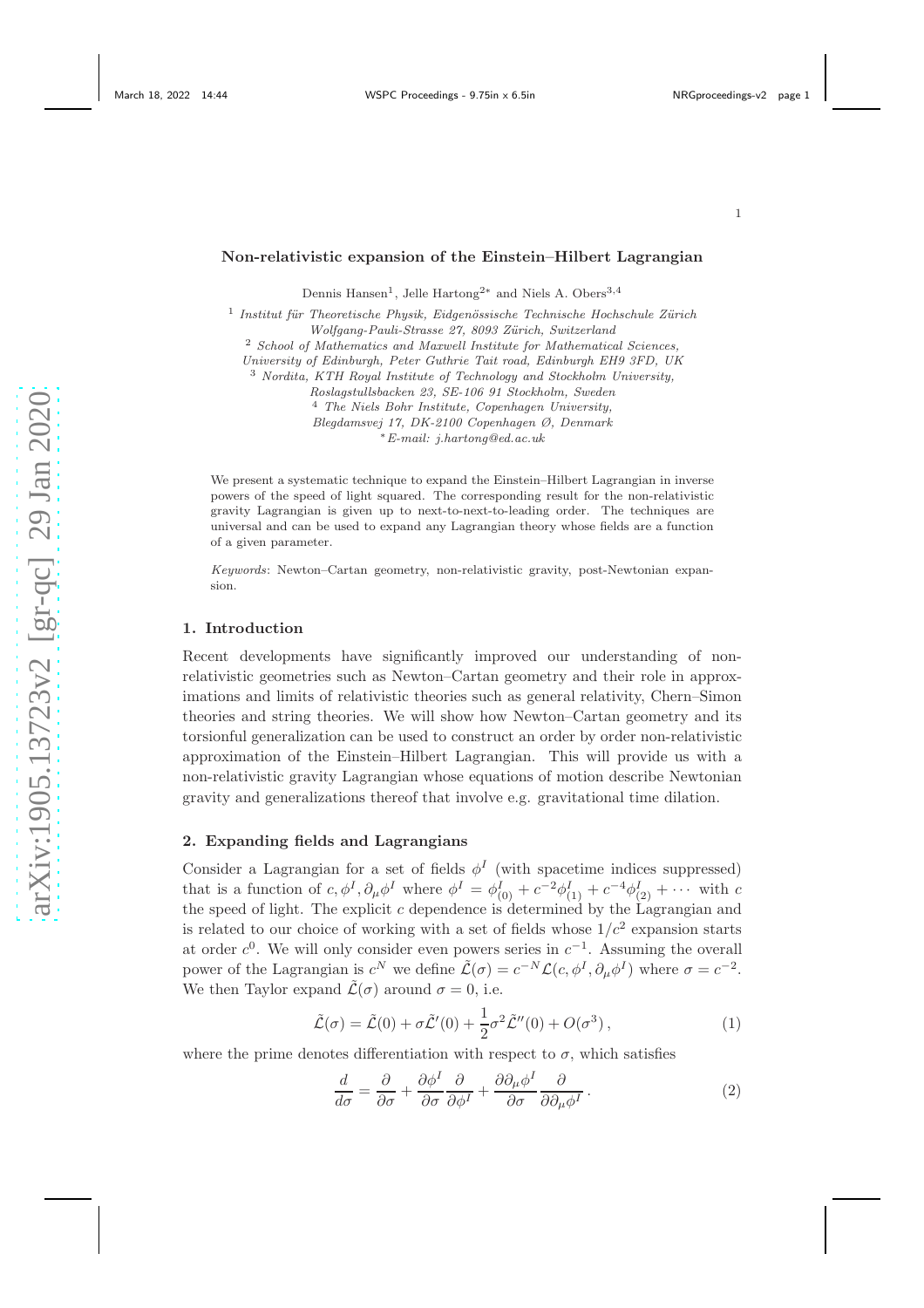# Non-relativistic expansion of the Einstein–Hilbert Lagrangian

Dennis Hansen[1], Jelle Hartong[2*] and Niels A. Obers[3,4]

[1] *Institut für Theoretische Physik, Eidgenössische Technische Hochschule Zürich Wolfgang-Pauli-Strasse 27, 8093 Zürich, Switzerland*

[2] *School of Mathematics and Maxwell Institute for Mathematical Sciences, University of Edinburgh, Peter Guthrie Tait road, Edinburgh EH9 3FD, UK*

[3] *Nordita, KTH Royal Institute of Technology and Stockholm University, Roslagstullsbacken 23, SE-106 91 Stockholm, Sweden*

[4] *The Niels Bohr Institute, Copenhagen University, Blegdamsvej 17, DK-2100 Copenhagen Ø, Denmark*

[*] *E-mail: j.hartong@ed.ac.uk*

We present a systematic technique to expand the Einstein–Hilbert Lagrangian in inverse powers of the speed of light squared. The corresponding result for the non-relativistic gravity Lagrangian is given up to next-to-next-to-leading order. The techniques are universal and can be used to expand any Lagrangian theory whose fields are a function of a given parameter.

*Keywords*: Newton–Cartan geometry, non-relativistic gravity, post-Newtonian expansion.

## 1. Introduction

Recent developments have significantly improved our understanding of non-relativistic geometries such as Newton–Cartan geometry and their role in approximations and limits of relativistic theories such as general relativity, Chern–Simon theories and string theories. We will show how Newton–Cartan geometry and its torsionful generalization can be used to construct an order by order non-relativistic approximation of the Einstein–Hilbert Lagrangian. This will provide us with a non-relativistic gravity Lagrangian whose equations of motion describe Newtonian gravity and generalizations thereof that involve e.g. gravitational time dilation.

## 2. Expanding fields and Lagrangians

Consider a Lagrangian for a set of fields $\phi^I$ (with spacetime indices suppressed) that is a function of $c, \phi^I, \partial_\mu \phi^I$ where $\phi^I = \phi^I_{(0)} + c^{-2}\phi^I_{(1)} + c^{-4}\phi^I_{(2)} + \cdots$ with $c$ the speed of light. The explicit $c$ dependence is determined by the Lagrangian and is related to our choice of working with a set of fields whose $1/c^2$ expansion starts at order $c^0$. We will only consider even powers series in $c^{-1}$. Assuming the overall power of the Lagrangian is $c^N$ we define $\tilde{\mathcal{L}}(\sigma) = c^{-N}\mathcal{L}(c, \phi^I, \partial_\mu\phi^I)$ where $\sigma = c^{-2}$. We then Taylor expand $\tilde{\mathcal{L}}(\sigma)$ around $\sigma = 0$, i.e.

$$\tilde{\mathcal{L}}(\sigma) = \tilde{\mathcal{L}}(0) + \sigma\tilde{\mathcal{L}}'(0) + \frac{1}{2}\sigma^2\tilde{\mathcal{L}}''(0) + O(\sigma^3)\,, \tag{1}$$

where the prime denotes differentiation with respect to $\sigma$, which satisfies

$$\frac{d}{d\sigma} = \frac{\partial}{\partial\sigma} + \frac{\partial\phi^I}{\partial\sigma}\frac{\partial}{\partial\phi^I} + \frac{\partial\partial_\mu\phi^I}{\partial\sigma}\frac{\partial}{\partial\partial_\mu\phi^I}\,. \tag{2}$$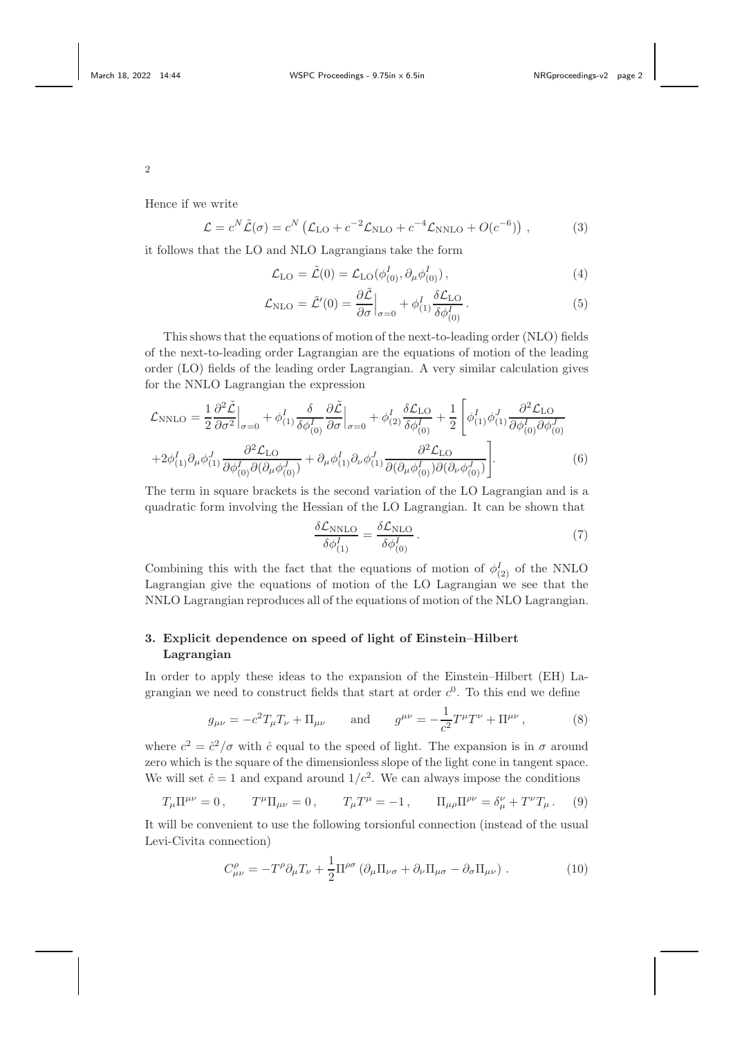Hence if we write

$$\mathcal{L} = c^N \tilde{\mathcal{L}}(\sigma) = c^N \left(\mathcal{L}_{\rm LO} + c^{-2}\mathcal{L}_{\rm NLO} + c^{-4}\mathcal{L}_{\rm NNLO} + O(c^{-6})\right) , \tag{3}$$

it follows that the LO and NLO Lagrangians take the form

$$\mathcal{L}_{\rm LO} = \tilde{\mathcal{L}}(0) = \mathcal{L}_{\rm LO}(\phi^I_{(0)}, \partial_\mu \phi^I_{(0)}) , \tag{4}$$

$$\mathcal{L}_{\rm NLO} = \tilde{\mathcal{L}}'(0) = \frac{\partial \tilde{\mathcal{L}}}{\partial \sigma}\Big|_{\sigma=0} + \phi^I_{(1)} \frac{\delta \mathcal{L}_{\rm LO}}{\delta \phi^I_{(0)}} . \tag{5}$$

This shows that the equations of motion of the next-to-leading order (NLO) fields of the next-to-leading order Lagrangian are the equations of motion of the leading order (LO) fields of the leading order Lagrangian. A very similar calculation gives for the NNLO Lagrangian the expression

$$\begin{aligned}\mathcal{L}_{\rm NNLO} = & \frac{1}{2}\frac{\partial^2 \tilde{\mathcal{L}}}{\partial \sigma^2}\Big|_{\sigma=0} + \phi^I_{(1)} \frac{\delta}{\delta \phi^I_{(0)}} \frac{\partial \tilde{\mathcal{L}}}{\partial \sigma}\Big|_{\sigma=0} + \phi^I_{(2)} \frac{\delta \mathcal{L}_{\rm LO}}{\delta \phi^I_{(0)}} + \frac{1}{2}\Bigg[\phi^I_{(1)}\phi^J_{(1)} \frac{\partial^2 \mathcal{L}_{\rm LO}}{\partial \phi^I_{(0)} \partial \phi^J_{(0)}} \\ & + 2\phi^I_{(1)} \partial_\mu \phi^J_{(1)} \frac{\partial^2 \mathcal{L}_{\rm LO}}{\partial \phi^I_{(0)} \partial(\partial_\mu \phi^J_{(0)})} + \partial_\mu \phi^I_{(1)} \partial_\nu \phi^J_{(1)} \frac{\partial^2 \mathcal{L}_{\rm LO}}{\partial(\partial_\mu \phi^I_{(0)}) \partial(\partial_\nu \phi^J_{(0)})}\Bigg] .\end{aligned} \tag{6}$$

The term in square brackets is the second variation of the LO Lagrangian and is a quadratic form involving the Hessian of the LO Lagrangian. It can be shown that

$$\frac{\delta \mathcal{L}_{\rm NNLO}}{\delta \phi^I_{(1)}} = \frac{\delta \mathcal{L}_{\rm NLO}}{\delta \phi^I_{(0)}} . \tag{7}$$

Combining this with the fact that the equations of motion of $\phi^I_{(2)}$ of the NNLO Lagrangian give the equations of motion of the LO Lagrangian we see that the NNLO Lagrangian reproduces all of the equations of motion of the NLO Lagrangian.

## 3. Explicit dependence on speed of light of Einstein–Hilbert Lagrangian

In order to apply these ideas to the expansion of the Einstein–Hilbert (EH) Lagrangian we need to construct fields that start at order $c^0$. To this end we define

$$g_{\mu\nu} = -c^2 T_\mu T_\nu + \Pi_{\mu\nu} \qquad \text{and} \qquad g^{\mu\nu} = -\frac{1}{c^2} T^\mu T^\nu + \Pi^{\mu\nu} , \tag{8}$$

where $c^2 = \hat{c}^2/\sigma$ with $\hat{c}$ equal to the speed of light. The expansion is in $\sigma$ around zero which is the square of the dimensionless slope of the light cone in tangent space. We will set $\hat{c} = 1$ and expand around $1/c^2$. We can always impose the conditions

$$T_\mu \Pi^{\mu\nu} = 0 , \qquad T^\mu \Pi_{\mu\nu} = 0 , \qquad T_\mu T^\mu = -1 , \qquad \Pi_{\mu\rho}\Pi^{\rho\nu} = \delta^\nu_\mu + T^\nu T_\mu . \tag{9}$$

It will be convenient to use the following torsionful connection (instead of the usual Levi-Civita connection)

$$C^\rho_{\mu\nu} = -T^\rho \partial_\mu T_\nu + \frac{1}{2}\Pi^{\rho\sigma}\left(\partial_\mu \Pi_{\nu\sigma} + \partial_\nu \Pi_{\mu\sigma} - \partial_\sigma \Pi_{\mu\nu}\right) . \tag{10}$$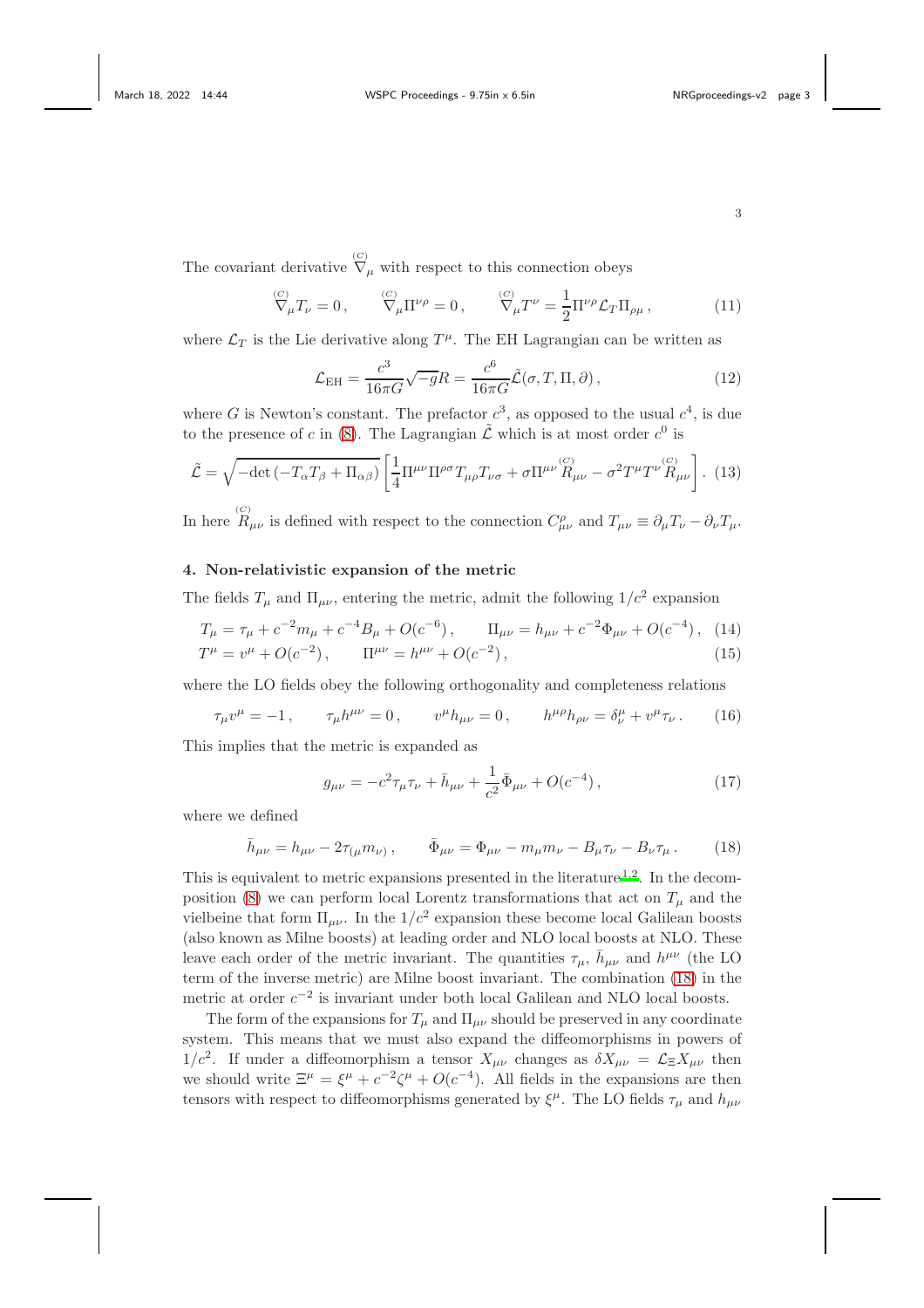The covariant derivative $\overset{(C)}{\nabla}_\mu$ with respect to this connection obeys

$$\overset{(C)}{\nabla}_\mu T_\nu = 0\,, \qquad \overset{(C)}{\nabla}_\mu \Pi^{\nu\rho} = 0\,, \qquad \overset{(C)}{\nabla}_\mu T^\nu = \frac{1}{2}\Pi^{\nu\rho}\mathcal{L}_T \Pi_{\rho\mu}\,, \tag{11}$$

where $\mathcal{L}_T$ is the Lie derivative along $T^\mu$. The EH Lagrangian can be written as

$$\mathcal{L}_{\rm EH} = \frac{c^3}{16\pi G}\sqrt{-g}R = \frac{c^6}{16\pi G}\tilde{\mathcal{L}}(\sigma, T, \Pi, \partial)\,, \tag{12}$$

where $G$ is Newton's constant. The prefactor $c^3$, as opposed to the usual $c^4$, is due to the presence of $c$ in (8). The Lagrangian $\tilde{\mathcal{L}}$ which is at most order $c^0$ is

$$\tilde{\mathcal{L}} = \sqrt{-\det\left(-T_\alpha T_\beta + \Pi_{\alpha\beta}\right)}\left[\frac{1}{4}\Pi^{\mu\nu}\Pi^{\rho\sigma}T_{\mu\rho}T_{\nu\sigma} + \sigma\Pi^{\mu\nu}\overset{(C)}{R}_{\mu\nu} - \sigma^2 T^\mu T^\nu \overset{(C)}{R}_{\mu\nu}\right]. \tag{13}$$

In here $\overset{(C)}{R}_{\mu\nu}$ is defined with respect to the connection $C^\rho_{\mu\nu}$ and $T_{\mu\nu} \equiv \partial_\mu T_\nu - \partial_\nu T_\mu$.

## 4. Non-relativistic expansion of the metric

The fields $T_\mu$ and $\Pi_{\mu\nu}$, entering the metric, admit the following $1/c^2$ expansion

$$T_\mu = \tau_\mu + c^{-2}m_\mu + c^{-4}B_\mu + O(c^{-6})\,, \qquad \Pi_{\mu\nu} = h_{\mu\nu} + c^{-2}\Phi_{\mu\nu} + O(c^{-4})\,, \tag{14}$$

$$T^\mu = v^\mu + O(c^{-2})\,, \qquad \Pi^{\mu\nu} = h^{\mu\nu} + O(c^{-2})\,, \tag{15}$$

where the LO fields obey the following orthogonality and completeness relations

$$\tau_\mu v^\mu = -1\,, \qquad \tau_\mu h^{\mu\nu} = 0\,, \qquad v^\mu h_{\mu\nu} = 0\,, \qquad h^{\mu\rho}h_{\rho\nu} = \delta^\mu_\nu + v^\mu \tau_\nu\,. \tag{16}$$

This implies that the metric is expanded as

$$g_{\mu\nu} = -c^2\tau_\mu\tau_\nu + \bar{h}_{\mu\nu} + \frac{1}{c^2}\bar{\Phi}_{\mu\nu} + O(c^{-4})\,, \tag{17}$$

where we defined

$$\bar{h}_{\mu\nu} = h_{\mu\nu} - 2\tau_{(\mu}m_{\nu)}\,, \qquad \bar{\Phi}_{\mu\nu} = \Phi_{\mu\nu} - m_\mu m_\nu - B_\mu\tau_\nu - B_\nu\tau_\mu\,. \tag{18}$$

This is equivalent to metric expansions presented in the literature[1,2]. In the decomposition (8) we can perform local Lorentz transformations that act on $T_\mu$ and the vielbeine that form $\Pi_{\mu\nu}$. In the $1/c^2$ expansion these become local Galilean boosts (also known as Milne boosts) at leading order and NLO local boosts at NLO. These leave each order of the metric invariant. The quantities $\tau_\mu$, $\bar{h}_{\mu\nu}$ and $h^{\mu\nu}$ (the LO term of the inverse metric) are Milne boost invariant. The combination (18) in the metric at order $c^{-2}$ is invariant under both local Galilean and NLO local boosts.

The form of the expansions for $T_\mu$ and $\Pi_{\mu\nu}$ should be preserved in any coordinate system. This means that we must also expand the diffeomorphisms in powers of $1/c^2$. If under a diffeomorphism a tensor $X_{\mu\nu}$ changes as $\delta X_{\mu\nu} = \mathcal{L}_\Xi X_{\mu\nu}$ then we should write $\Xi^\mu = \xi^\mu + c^{-2}\zeta^\mu + O(c^{-4})$. All fields in the expansions are then tensors with respect to diffeomorphisms generated by $\xi^\mu$. The LO fields $\tau_\mu$ and $h_{\mu\nu}$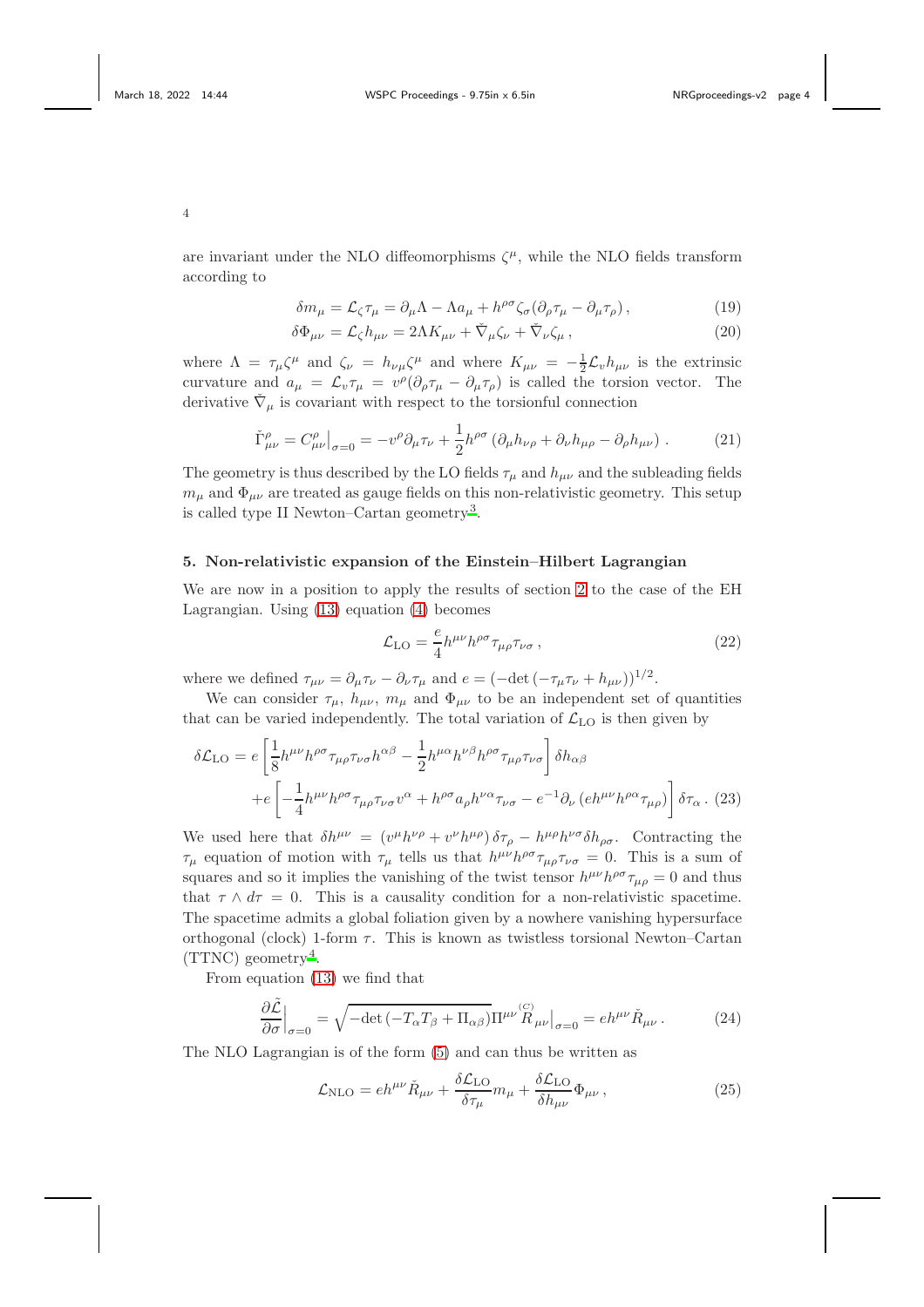are invariant under the NLO diffeomorphisms $\zeta^\mu$, while the NLO fields transform according to

$$\delta m_\mu = \mathcal{L}_\zeta \tau_\mu = \partial_\mu \Lambda - \Lambda a_\mu + h^{\rho\sigma}\zeta_\sigma(\partial_\rho \tau_\mu - \partial_\mu \tau_\rho)\,, \tag{19}$$

$$\delta \Phi_{\mu\nu} = \mathcal{L}_\zeta h_{\mu\nu} = 2\Lambda K_{\mu\nu} + \check{\nabla}_\mu \zeta_\nu + \check{\nabla}_\nu \zeta_\mu\,, \tag{20}$$

where $\Lambda = \tau_\mu \zeta^\mu$ and $\zeta_\nu = h_{\nu\mu}\zeta^\mu$ and where $K_{\mu\nu} = -\frac{1}{2}\mathcal{L}_v h_{\mu\nu}$ is the extrinsic curvature and $a_\mu = \mathcal{L}_v \tau_\mu = v^\rho(\partial_\rho \tau_\mu - \partial_\mu \tau_\rho)$ is called the torsion vector. The derivative $\check{\nabla}_\mu$ is covariant with respect to the torsionful connection

$$\check{\Gamma}^\rho_{\mu\nu} = C^\rho_{\mu\nu}\big|_{\sigma=0} = -v^\rho \partial_\mu \tau_\nu + \frac{1}{2}h^{\rho\sigma}\left(\partial_\mu h_{\nu\rho} + \partial_\nu h_{\mu\rho} - \partial_\rho h_{\mu\nu}\right)\,. \tag{21}$$

The geometry is thus described by the LO fields $\tau_\mu$ and $h_{\mu\nu}$ and the subleading fields $m_\mu$ and $\Phi_{\mu\nu}$ are treated as gauge fields on this non-relativistic geometry. This setup is called type II Newton–Cartan geometry[3].

## 5. Non-relativistic expansion of the Einstein–Hilbert Lagrangian

We are now in a position to apply the results of section 2 to the case of the EH Lagrangian. Using (13) equation (4) becomes

$$\mathcal{L}_{\rm LO} = \frac{e}{4}h^{\mu\nu}h^{\rho\sigma}\tau_{\mu\rho}\tau_{\nu\sigma}\,, \tag{22}$$

where we defined $\tau_{\mu\nu} = \partial_\mu \tau_\nu - \partial_\nu \tau_\mu$ and $e = (-\det(-\tau_\mu \tau_\nu + h_{\mu\nu}))^{1/2}$.

We can consider $\tau_\mu$, $h_{\mu\nu}$, $m_\mu$ and $\Phi_{\mu\nu}$ to be an independent set of quantities that can be varied independently. The total variation of $\mathcal{L}_{\rm LO}$ is then given by

$$\begin{aligned}\delta\mathcal{L}_{\rm LO} = {}& e\left[\frac{1}{8}h^{\mu\nu}h^{\rho\sigma}\tau_{\mu\rho}\tau_{\nu\sigma}h^{\alpha\beta} - \frac{1}{2}h^{\mu\alpha}h^{\nu\beta}h^{\rho\sigma}\tau_{\mu\rho}\tau_{\nu\sigma}\right]\delta h_{\alpha\beta} \\ &+ e\left[-\frac{1}{4}h^{\mu\nu}h^{\rho\sigma}\tau_{\mu\rho}\tau_{\nu\sigma}v^\alpha + h^{\rho\sigma}a_\rho h^{\nu\alpha}\tau_{\nu\sigma} - e^{-1}\partial_\nu\left(eh^{\mu\nu}h^{\rho\alpha}\tau_{\mu\rho}\right)\right]\delta\tau_\alpha\,. \end{aligned} \tag{23}$$

We used here that $\delta h^{\mu\nu} = (v^\mu h^{\nu\rho} + v^\nu h^{\mu\rho})\delta\tau_\rho - h^{\mu\rho}h^{\nu\sigma}\delta h_{\rho\sigma}$. Contracting the $\tau_\mu$ equation of motion with $\tau_\mu$ tells us that $h^{\mu\nu}h^{\rho\sigma}\tau_{\mu\rho}\tau_{\nu\sigma} = 0$. This is a sum of squares and so it implies the vanishing of the twist tensor $h^{\mu\nu}h^{\rho\sigma}\tau_{\mu\rho} = 0$ and thus that $\tau \wedge d\tau = 0$. This is a causality condition for a non-relativistic spacetime. The spacetime admits a global foliation given by a nowhere vanishing hypersurface orthogonal (clock) 1-form $\tau$. This is known as twistless torsional Newton–Cartan (TTNC) geometry[4].

From equation (13) we find that

$$\frac{\partial \tilde{\mathcal{L}}}{\partial \sigma}\Big|_{\sigma=0} = \sqrt{-\det(-T_\alpha T_\beta + \Pi_{\alpha\beta})}\,\Pi^{\mu\nu}\overset{(C)}{R}_{\mu\nu}\big|_{\sigma=0} = eh^{\mu\nu}\check{R}_{\mu\nu}\,. \tag{24}$$

The NLO Lagrangian is of the form (5) and can thus be written as

$$\mathcal{L}_{\rm NLO} = eh^{\mu\nu}\check{R}_{\mu\nu} + \frac{\delta\mathcal{L}_{\rm LO}}{\delta\tau_\mu}m_\mu + \frac{\delta\mathcal{L}_{\rm LO}}{\delta h_{\mu\nu}}\Phi_{\mu\nu}\,, \tag{25}$$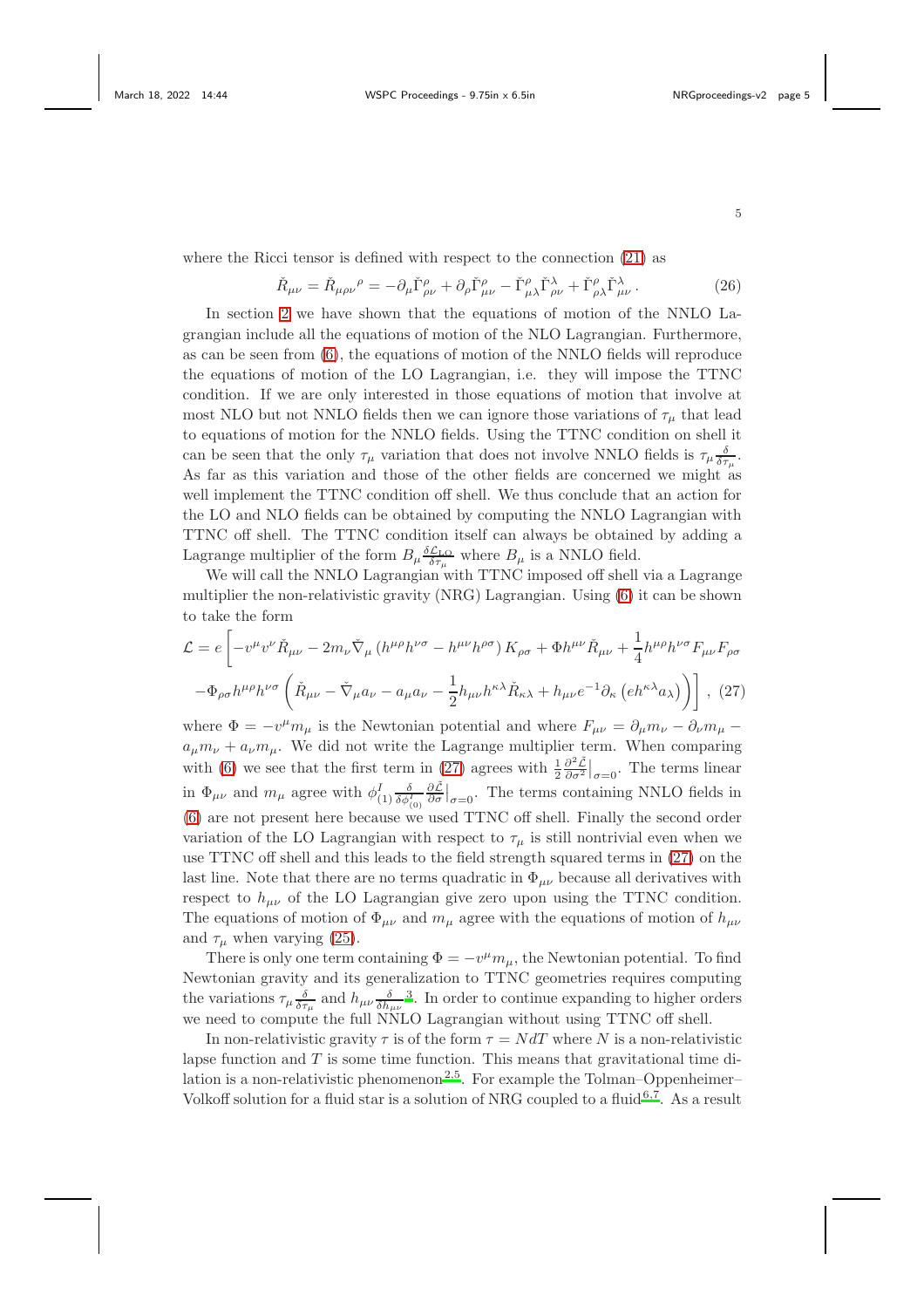where the Ricci tensor is defined with respect to the connection (21) as

$$\check{R}_{\mu\nu} = \check{R}_{\mu\rho\nu}{}^{\rho} = -\partial_\mu \check{\Gamma}^{\rho}_{\rho\nu} + \partial_\rho \check{\Gamma}^{\rho}_{\mu\nu} - \check{\Gamma}^{\rho}_{\mu\lambda}\check{\Gamma}^{\lambda}_{\rho\nu} + \check{\Gamma}^{\rho}_{\rho\lambda}\check{\Gamma}^{\lambda}_{\mu\nu} \,. \tag{26}$$

In section 2 we have shown that the equations of motion of the NNLO Lagrangian include all the equations of motion of the NLO Lagrangian. Furthermore, as can be seen from (6), the equations of motion of the NNLO fields will reproduce the equations of motion of the LO Lagrangian, i.e. they will impose the TTNC condition. If we are only interested in those equations of motion that involve at most NLO but not NNLO fields then we can ignore those variations of $\tau_\mu$ that lead to equations of motion for the NNLO fields. Using the TTNC condition on shell it can be seen that the only $\tau_\mu$ variation that does not involve NNLO fields is $\tau_\mu \frac{\delta}{\delta \tau_\mu}$. As far as this variation and those of the other fields are concerned we might as well implement the TTNC condition off shell. We thus conclude that an action for the LO and NLO fields can be obtained by computing the NNLO Lagrangian with TTNC off shell. The TTNC condition itself can always be obtained by adding a Lagrange multiplier of the form $B_\mu \frac{\delta \mathcal{L}_{\rm LO}}{\delta \tau_\mu}$ where $B_\mu$ is a NNLO field.

We will call the NNLO Lagrangian with TTNC imposed off shell via a Lagrange multiplier the non-relativistic gravity (NRG) Lagrangian. Using (6) it can be shown to take the form

$$\begin{aligned}
\mathcal{L} = e\bigg[ & -v^\mu v^\nu \check{R}_{\mu\nu} - 2m_\nu \check{\nabla}_\mu \left(h^{\mu\rho}h^{\nu\sigma} - h^{\mu\nu}h^{\rho\sigma}\right) K_{\rho\sigma} + \Phi h^{\mu\nu}\check{R}_{\mu\nu} + \frac{1}{4}h^{\mu\rho}h^{\nu\sigma}F_{\mu\nu}F_{\rho\sigma} \\
& - \Phi_{\rho\sigma}h^{\mu\rho}h^{\nu\sigma}\left(\check{R}_{\mu\nu} - \check{\nabla}_\mu a_\nu - a_\mu a_\nu - \frac{1}{2}h_{\mu\nu}h^{\kappa\lambda}\check{R}_{\kappa\lambda} + h_{\mu\nu}e^{-1}\partial_\kappa\left(e h^{\kappa\lambda}a_\lambda\right)\right)\bigg] \,, 
\end{aligned} \tag{27}$$

where $\Phi = -v^\mu m_\mu$ is the Newtonian potential and where $F_{\mu\nu} = \partial_\mu m_\nu - \partial_\nu m_\mu - a_\mu m_\nu + a_\nu m_\mu$. We did not write the Lagrange multiplier term. When comparing with (6) we see that the first term in (27) agrees with $\frac{1}{2}\frac{\partial^2 \tilde{\mathcal{L}}}{\partial \sigma^2}\big|_{\sigma=0}$. The terms linear in $\Phi_{\mu\nu}$ and $m_\mu$ agree with $\phi^I_{(1)}\frac{\delta}{\delta \phi^I_{(0)}}\frac{\partial \tilde{\mathcal{L}}}{\partial \sigma}\big|_{\sigma=0}$. The terms containing NNLO fields in (6) are not present here because we used TTNC off shell. Finally the second order variation of the LO Lagrangian with respect to $\tau_\mu$ is still nontrivial even when we use TTNC off shell and this leads to the field strength squared terms in (27) on the last line. Note that there are no terms quadratic in $\Phi_{\mu\nu}$ because all derivatives with respect to $h_{\mu\nu}$ of the LO Lagrangian give zero upon using the TTNC condition. The equations of motion of $\Phi_{\mu\nu}$ and $m_\mu$ agree with the equations of motion of $h_{\mu\nu}$ and $\tau_\mu$ when varying (25).

There is only one term containing $\Phi = -v^\mu m_\mu$, the Newtonian potential. To find Newtonian gravity and its generalization to TTNC geometries requires computing the variations $\tau_\mu \frac{\delta}{\delta \tau_\mu}$ and $h_{\mu\nu}\frac{\delta}{\delta h_{\mu\nu}}$ [3]. In order to continue expanding to higher orders we need to compute the full NNLO Lagrangian without using TTNC off shell.

In non-relativistic gravity $\tau$ is of the form $\tau = NdT$ where $N$ is a non-relativistic lapse function and $T$ is some time function. This means that gravitational time dilation is a non-relativistic phenomenon[2,5]. For example the Tolman–Oppenheimer–Volkoff solution for a fluid star is a solution of NRG coupled to a fluid[6,7]. As a result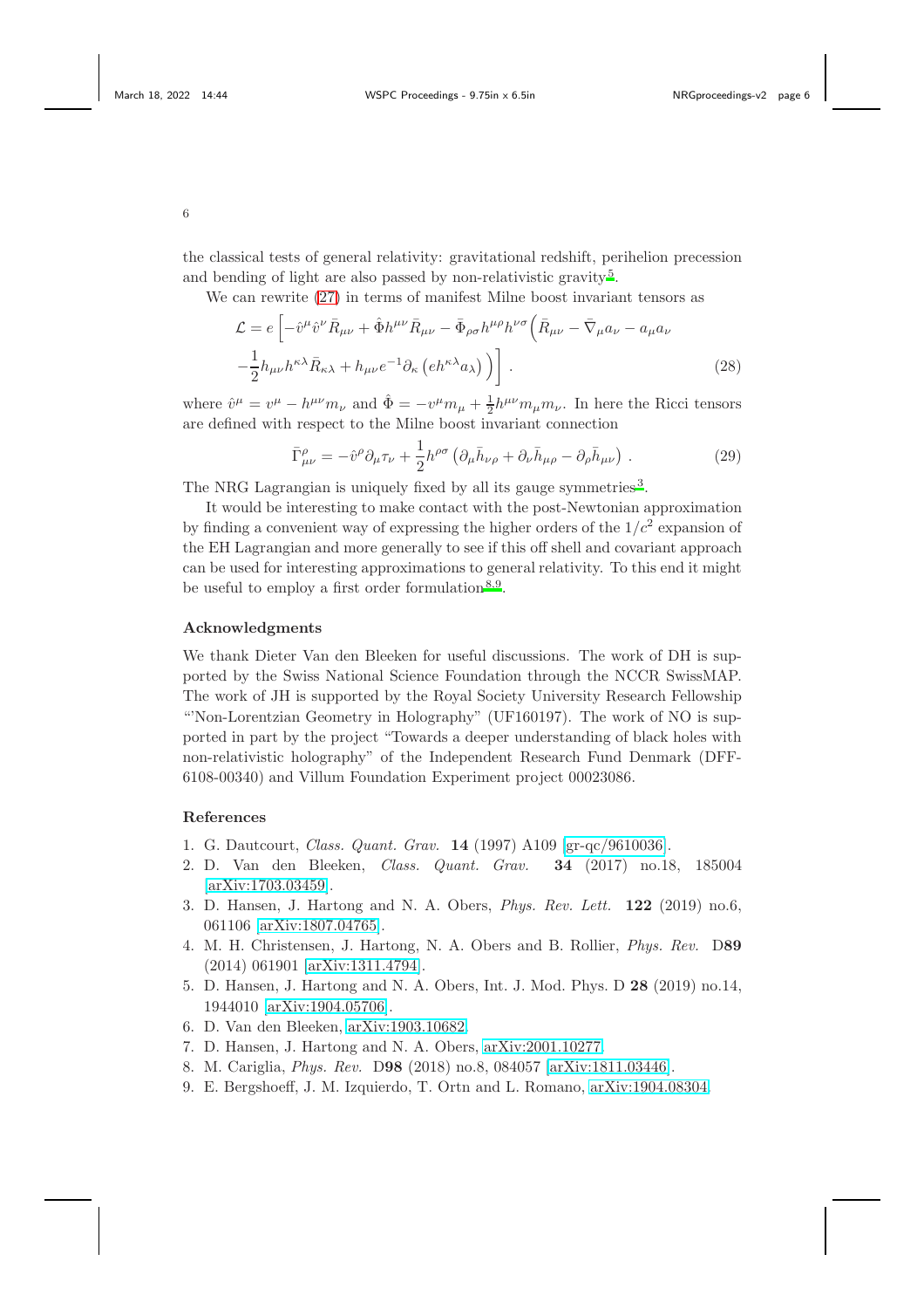the classical tests of general relativity: gravitational redshift, perihelion precession and bending of light are also passed by non-relativistic gravity[5].

We can rewrite (27) in terms of manifest Milne boost invariant tensors as

$$
\begin{aligned}
\mathcal{L} = e \Big[ & -\hat{v}^\mu \hat{v}^\nu \bar{R}_{\mu\nu} + \hat{\Phi} h^{\mu\nu} \bar{R}_{\mu\nu} - \bar{\Phi}_{\rho\sigma} h^{\mu\rho} h^{\nu\sigma} \Big( \bar{R}_{\mu\nu} - \bar{\nabla}_\mu a_\nu - a_\mu a_\nu \\
& - \frac{1}{2} h_{\mu\nu} h^{\kappa\lambda} \bar{R}_{\kappa\lambda} + h_{\mu\nu} e^{-1} \partial_\kappa \left( e h^{\kappa\lambda} a_\lambda \right) \Big) \Big] \,. 
\end{aligned} \tag{28}
$$

where $\hat{v}^\mu = v^\mu - h^{\mu\nu} m_\nu$ and $\hat{\Phi} = -v^\mu m_\mu + \frac{1}{2} h^{\mu\nu} m_\mu m_\nu$. In here the Ricci tensors are defined with respect to the Milne boost invariant connection

$$
\bar{\Gamma}^\rho_{\mu\nu} = -\hat{v}^\rho \partial_\mu \tau_\nu + \frac{1}{2} h^{\rho\sigma} \left( \partial_\mu \bar{h}_{\nu\rho} + \partial_\nu \bar{h}_{\mu\rho} - \partial_\rho \bar{h}_{\mu\nu} \right) \,. \tag{29}
$$

The NRG Lagrangian is uniquely fixed by all its gauge symmetries[3].

It would be interesting to make contact with the post-Newtonian approximation by finding a convenient way of expressing the higher orders of the $1/c^2$ expansion of the EH Lagrangian and more generally to see if this off shell and covariant approach can be used for interesting approximations to general relativity. To this end it might be useful to employ a first order formulation[8,9].

## Acknowledgments

We thank Dieter Van den Bleeken for useful discussions. The work of DH is supported by the Swiss National Science Foundation through the NCCR SwissMAP. The work of JH is supported by the Royal Society University Research Fellowship "'Non-Lorentzian Geometry in Holography" (UF160197). The work of NO is supported in part by the project "Towards a deeper understanding of black holes with non-relativistic holography" of the Independent Research Fund Denmark (DFF-6108-00340) and Villum Foundation Experiment project 00023086.

## References

1. G. Dautcourt, *Class. Quant. Grav.* **14** (1997) A109 [gr-qc/9610036].
2. D. Van den Bleeken, *Class. Quant. Grav.* **34** (2017) no.18, 185004 [arXiv:1703.03459].
3. D. Hansen, J. Hartong and N. A. Obers, *Phys. Rev. Lett.* **122** (2019) no.6, 061106 [arXiv:1807.04765].
4. M. H. Christensen, J. Hartong, N. A. Obers and B. Rollier, *Phys. Rev.* D**89** (2014) 061901 [arXiv:1311.4794].
5. D. Hansen, J. Hartong and N. A. Obers, Int. J. Mod. Phys. D **28** (2019) no.14, 1944010 [arXiv:1904.05706].
6. D. Van den Bleeken, arXiv:1903.10682.
7. D. Hansen, J. Hartong and N. A. Obers, arXiv:2001.10277.
8. M. Cariglia, *Phys. Rev.* D**98** (2018) no.8, 084057 [arXiv:1811.03446].
9. E. Bergshoeff, J. M. Izquierdo, T. Ortn and L. Romano, arXiv:1904.08304.